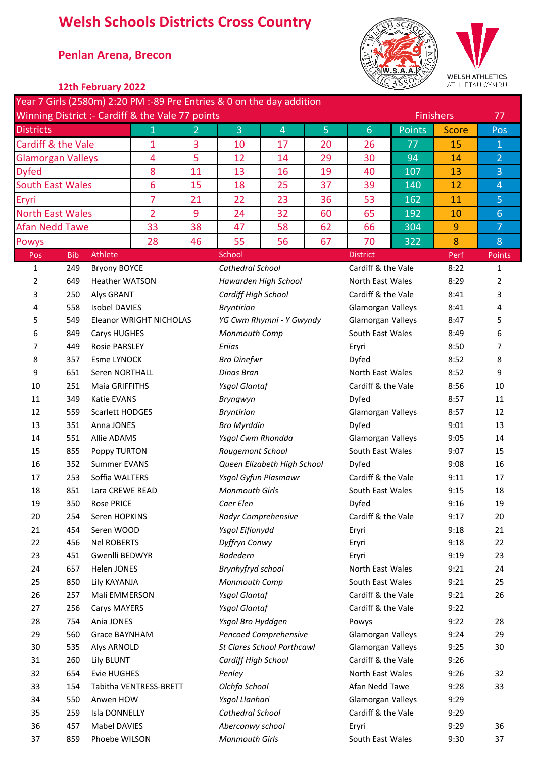# Welsh Schools Districts Cross Country

## Penlan Arena, Brecon

### 12th February 2022

Year 7 Girls (2580m) 2:20 PM :-89 Pre Entries & 0 on the day addition

Winning District :- Cardiff & the Vale 77 points — Finishers 77

| Districts | 1 | 2 | 3 | 4 | 5 | 6 | Points | Score | Pos |
|---|---|---|---|---|---|---|---|---|---|
| Cardiff & the Vale | 1 | 3 | 10 | 17 | 20 | 26 | 77 | 15 | 1 |
| Glamorgan Valleys | 4 | 5 | 12 | 14 | 29 | 30 | 94 | 14 | 2 |
| Dyfed | 8 | 11 | 13 | 16 | 19 | 40 | 107 | 13 | 3 |
| South East Wales | 6 | 15 | 18 | 25 | 37 | 39 | 140 | 12 | 4 |
| Eryri | 7 | 21 | 22 | 23 | 36 | 53 | 162 | 11 | 5 |
| North East Wales | 2 | 9 | 24 | 32 | 60 | 65 | 192 | 10 | 6 |
| Afan Nedd Tawe | 33 | 38 | 47 | 58 | 62 | 66 | 304 | 9 | 7 |
| Powys | 28 | 46 | 55 | 56 | 67 | 70 | 322 | 8 | 8 |

| Pos | Bib | Athlete | School | District | Perf | Points |
|---|---|---|---|---|---|---|
| 1 | 249 | Bryony BOYCE | *Cathedral School* | Cardiff & the Vale | 8:22 | 1 |
| 2 | 649 | Heather WATSON | *Hawarden High School* | North East Wales | 8:29 | 2 |
| 3 | 250 | Alys GRANT | *Cardiff High School* | Cardiff & the Vale | 8:41 | 3 |
| 4 | 558 | Isobel DAVIES | *Bryntirion* | Glamorgan Valleys | 8:41 | 4 |
| 5 | 549 | Eleanor WRIGHT NICHOLAS | *YG Cwm Rhymni - Y Gwyndy* | Glamorgan Valleys | 8:47 | 5 |
| 6 | 849 | Carys HUGHES | *Monmouth Comp* | South East Wales | 8:49 | 6 |
| 7 | 449 | Rosie PARSLEY | *Eriias* | Eryri | 8:50 | 7 |
| 8 | 357 | Esme LYNOCK | *Bro Dinefwr* | Dyfed | 8:52 | 8 |
| 9 | 651 | Seren NORTHALL | *Dinas Bran* | North East Wales | 8:52 | 9 |
| 10 | 251 | Maia GRIFFITHS | *Ysgol Glantaf* | Cardiff & the Vale | 8:56 | 10 |
| 11 | 349 | Katie EVANS | *Bryngwyn* | Dyfed | 8:57 | 11 |
| 12 | 559 | Scarlett HODGES | *Bryntirion* | Glamorgan Valleys | 8:57 | 12 |
| 13 | 351 | Anna JONES | *Bro Myrddin* | Dyfed | 9:01 | 13 |
| 14 | 551 | Allie ADAMS | *Ysgol Cwm Rhondda* | Glamorgan Valleys | 9:05 | 14 |
| 15 | 855 | Poppy TURTON | *Rougemont School* | South East Wales | 9:07 | 15 |
| 16 | 352 | Summer EVANS | *Queen Elizabeth High School* | Dyfed | 9:08 | 16 |
| 17 | 253 | Soffia WALTERS | *Ysgol Gyfun Plasmawr* | Cardiff & the Vale | 9:11 | 17 |
| 18 | 851 | Lara CREWE READ | *Monmouth Girls* | South East Wales | 9:15 | 18 |
| 19 | 350 | Rose PRICE | *Caer Elen* | Dyfed | 9:16 | 19 |
| 20 | 254 | Seren HOPKINS | *Radyr Comprehensive* | Cardiff & the Vale | 9:17 | 20 |
| 21 | 454 | Seren WOOD | *Ysgol Eifionydd* | Eryri | 9:18 | 21 |
| 22 | 456 | Nel ROBERTS | *Dyffryn Conwy* | Eryri | 9:18 | 22 |
| 23 | 451 | Gwenlli BEDWYR | *Bodedern* | Eryri | 9:19 | 23 |
| 24 | 657 | Helen JONES | *Brynhyfryd school* | North East Wales | 9:21 | 24 |
| 25 | 850 | Lily KAYANJA | *Monmouth Comp* | South East Wales | 9:21 | 25 |
| 26 | 257 | Mali EMMERSON | *Ysgol Glantaf* | Cardiff & the Vale | 9:21 | 26 |
| 27 | 256 | Carys MAYERS | *Ysgol Glantaf* | Cardiff & the Vale | 9:22 | |
| 28 | 754 | Ania JONES | *Ysgol Bro Hyddgen* | Powys | 9:22 | 28 |
| 29 | 560 | Grace BAYNHAM | *Pencoed Comprehensive* | Glamorgan Valleys | 9:24 | 29 |
| 30 | 535 | Alys ARNOLD | *St Clares School Porthcawl* | Glamorgan Valleys | 9:25 | 30 |
| 31 | 260 | Lily BLUNT | *Cardiff High School* | Cardiff & the Vale | 9:26 | |
| 32 | 654 | Evie HUGHES | *Penley* | North East Wales | 9:26 | 32 |
| 33 | 154 | Tabitha VENTRESS-BRETT | *Olchfa School* | Afan Nedd Tawe | 9:28 | 33 |
| 34 | 550 | Anwen HOW | *Ysgol Llanhari* | Glamorgan Valleys | 9:29 | |
| 35 | 259 | Isla DONNELLY | *Cathedral School* | Cardiff & the Vale | 9:29 | |
| 36 | 457 | Mabel DAVIES | *Aberconwy school* | Eryri | 9:29 | 36 |
| 37 | 859 | Phoebe WILSON | *Monmouth Girls* | South East Wales | 9:30 | 37 |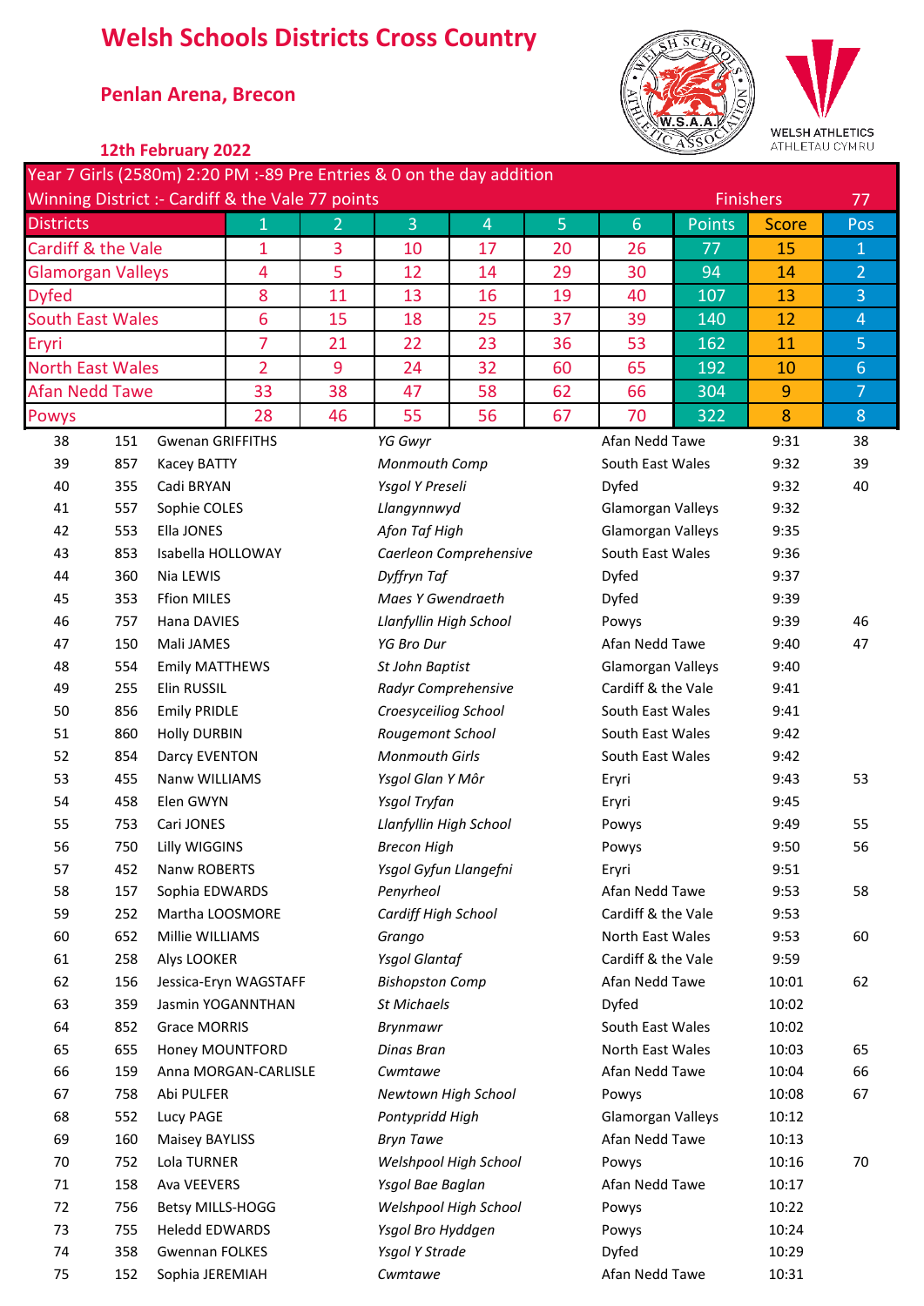# Welsh Schools Districts Cross Country

## Penlan Arena, Brecon

### 12th February 2022

Year 7 Girls (2580m) 2:20 PM :-89 Pre Entries & 0 on the day addition

Winning District :- Cardiff & the Vale 77 points — Finishers 77

| Districts | 1 | 2 | 3 | 4 | 5 | 6 | Points | Score | Pos |
|---|---|---|---|---|---|---|---|---|---|
| Cardiff & the Vale | 1 | 3 | 10 | 17 | 20 | 26 | 77 | 15 | 1 |
| Glamorgan Valleys | 4 | 5 | 12 | 14 | 29 | 30 | 94 | 14 | 2 |
| Dyfed | 8 | 11 | 13 | 16 | 19 | 40 | 107 | 13 | 3 |
| South East Wales | 6 | 15 | 18 | 25 | 37 | 39 | 140 | 12 | 4 |
| Eryri | 7 | 21 | 22 | 23 | 36 | 53 | 162 | 11 | 5 |
| North East Wales | 2 | 9 | 24 | 32 | 60 | 65 | 192 | 10 | 6 |
| Afan Nedd Tawe | 33 | 38 | 47 | 58 | 62 | 66 | 304 | 9 | 7 |
| Powys | 28 | 46 | 55 | 56 | 67 | 70 | 322 | 8 | 8 |

| Pos | No. | Name | School | District | Time | Team Pos |
|---|---|---|---|---|---|---|
| 38 | 151 | Gwenan GRIFFITHS | *YG Gwyr* | Afan Nedd Tawe | 9:31 | 38 |
| 39 | 857 | Kacey BATTY | *Monmouth Comp* | South East Wales | 9:32 | 39 |
| 40 | 355 | Cadi BRYAN | *Ysgol Y Preseli* | Dyfed | 9:32 | 40 |
| 41 | 557 | Sophie COLES | *Llangynnwyd* | Glamorgan Valleys | 9:32 | |
| 42 | 553 | Ella JONES | *Afon Taf High* | Glamorgan Valleys | 9:35 | |
| 43 | 853 | Isabella HOLLOWAY | *Caerleon Comprehensive* | South East Wales | 9:36 | |
| 44 | 360 | Nia LEWIS | *Dyffryn Taf* | Dyfed | 9:37 | |
| 45 | 353 | Ffion MILES | *Maes Y Gwendraeth* | Dyfed | 9:39 | |
| 46 | 757 | Hana DAVIES | *Llanfyllin High School* | Powys | 9:39 | 46 |
| 47 | 150 | Mali JAMES | *YG Bro Dur* | Afan Nedd Tawe | 9:40 | 47 |
| 48 | 554 | Emily MATTHEWS | *St John Baptist* | Glamorgan Valleys | 9:40 | |
| 49 | 255 | Elin RUSSIL | *Radyr Comprehensive* | Cardiff & the Vale | 9:41 | |
| 50 | 856 | Emily PRIDLE | *Croesyceiliog School* | South East Wales | 9:41 | |
| 51 | 860 | Holly DURBIN | *Rougemont School* | South East Wales | 9:42 | |
| 52 | 854 | Darcy EVENTON | *Monmouth Girls* | South East Wales | 9:42 | |
| 53 | 455 | Nanw WILLIAMS | *Ysgol Glan Y Môr* | Eryri | 9:43 | 53 |
| 54 | 458 | Elen GWYN | *Ysgol Tryfan* | Eryri | 9:45 | |
| 55 | 753 | Cari JONES | *Llanfyllin High School* | Powys | 9:49 | 55 |
| 56 | 750 | Lilly WIGGINS | *Brecon High* | Powys | 9:50 | 56 |
| 57 | 452 | Nanw ROBERTS | *Ysgol Gyfun Llangefni* | Eryri | 9:51 | |
| 58 | 157 | Sophia EDWARDS | *Penyrheol* | Afan Nedd Tawe | 9:53 | 58 |
| 59 | 252 | Martha LOOSMORE | *Cardiff High School* | Cardiff & the Vale | 9:53 | |
| 60 | 652 | Millie WILLIAMS | *Grango* | North East Wales | 9:53 | 60 |
| 61 | 258 | Alys LOOKER | *Ysgol Glantaf* | Cardiff & the Vale | 9:59 | |
| 62 | 156 | Jessica-Eryn WAGSTAFF | *Bishopston Comp* | Afan Nedd Tawe | 10:01 | 62 |
| 63 | 359 | Jasmin YOGANNTHAN | *St Michaels* | Dyfed | 10:02 | |
| 64 | 852 | Grace MORRIS | *Brynmawr* | South East Wales | 10:02 | |
| 65 | 655 | Honey MOUNTFORD | *Dinas Bran* | North East Wales | 10:03 | 65 |
| 66 | 159 | Anna MORGAN-CARLISLE | *Cwmtawe* | Afan Nedd Tawe | 10:04 | 66 |
| 67 | 758 | Abi PULFER | *Newtown High School* | Powys | 10:08 | 67 |
| 68 | 552 | Lucy PAGE | *Pontypridd High* | Glamorgan Valleys | 10:12 | |
| 69 | 160 | Maisey BAYLISS | *Bryn Tawe* | Afan Nedd Tawe | 10:13 | |
| 70 | 752 | Lola TURNER | *Welshpool High School* | Powys | 10:16 | 70 |
| 71 | 158 | Ava VEEVERS | *Ysgol Bae Baglan* | Afan Nedd Tawe | 10:17 | |
| 72 | 756 | Betsy MILLS-HOGG | *Welshpool High School* | Powys | 10:22 | |
| 73 | 755 | Heledd EDWARDS | *Ysgol Bro Hyddgen* | Powys | 10:24 | |
| 74 | 358 | Gwennan FOLKES | *Ysgol Y Strade* | Dyfed | 10:29 | |
| 75 | 152 | Sophia JEREMIAH | *Cwmtawe* | Afan Nedd Tawe | 10:31 | |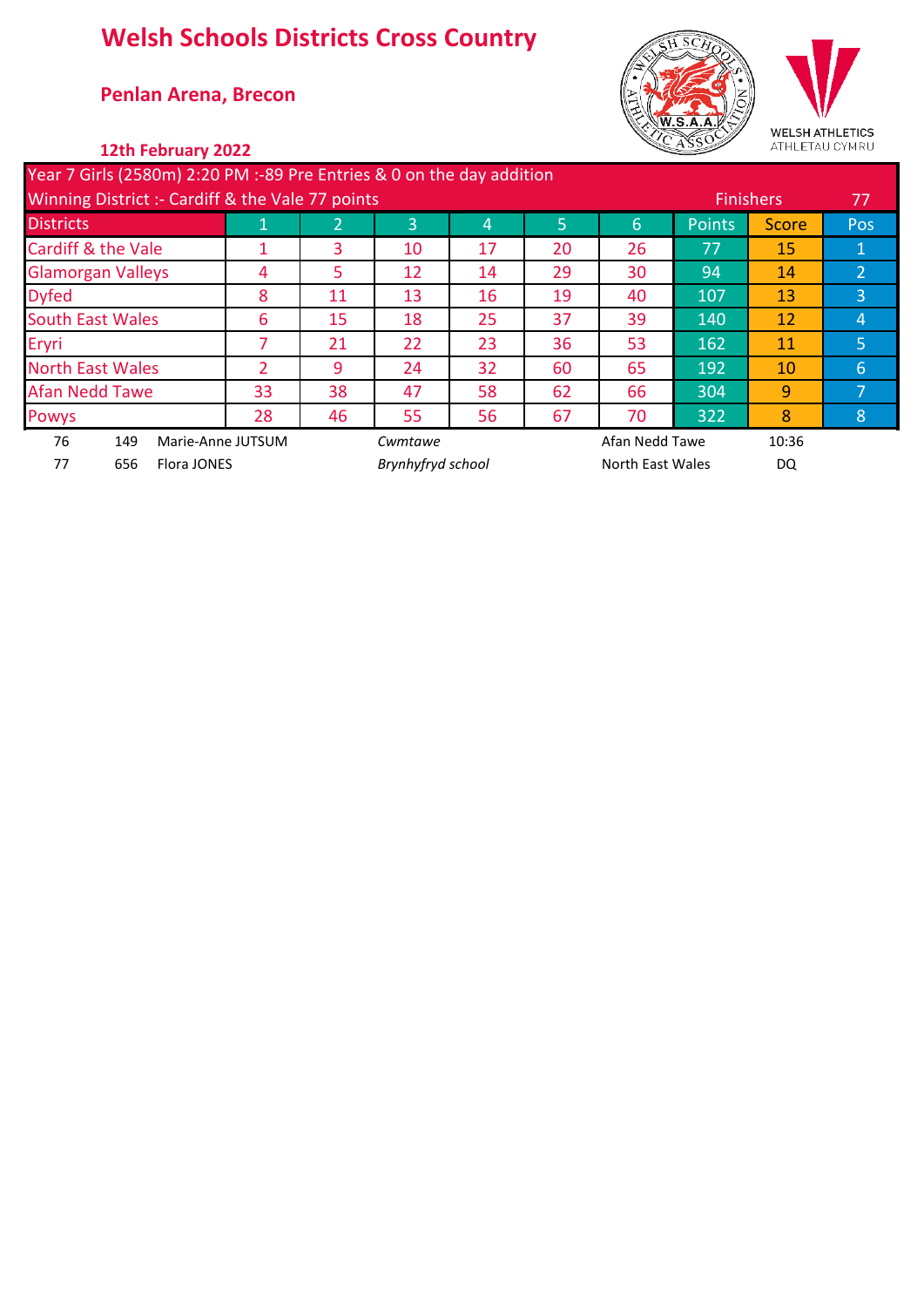# Welsh Schools Districts Cross Country

## Penlan Arena, Brecon

**12th February 2022**

| Year 7 Girls (2580m) 2:20 PM :-89 Pre Entries & 0 on the day addition | | | | | | | | | |
|---|---|---|---|---|---|---|---|---|---|
| Winning District :- Cardiff & the Vale 77 points | | | | | | | Finishers | | 77 |
| Districts | 1 | 2 | 3 | 4 | 5 | 6 | Points | Score | Pos |
| Cardiff & the Vale | 1 | 3 | 10 | 17 | 20 | 26 | 77 | 15 | 1 |
| Glamorgan Valleys | 4 | 5 | 12 | 14 | 29 | 30 | 94 | 14 | 2 |
| Dyfed | 8 | 11 | 13 | 16 | 19 | 40 | 107 | 13 | 3 |
| South East Wales | 6 | 15 | 18 | 25 | 37 | 39 | 140 | 12 | 4 |
| Eryri | 7 | 21 | 22 | 23 | 36 | 53 | 162 | 11 | 5 |
| North East Wales | 2 | 9 | 24 | 32 | 60 | 65 | 192 | 10 | 6 |
| Afan Nedd Tawe | 33 | 38 | 47 | 58 | 62 | 66 | 304 | 9 | 7 |
| Powys | 28 | 46 | 55 | 56 | 67 | 70 | 322 | 8 | 8 |

| | | | | | |
|---|---|---|---|---|---|
| 76 | 149 | Marie-Anne JUTSUM | *Cwmtawe* | Afan Nedd Tawe | 10:36 |
| 77 | 656 | Flora JONES | *Brynhyfryd school* | North East Wales | DQ |